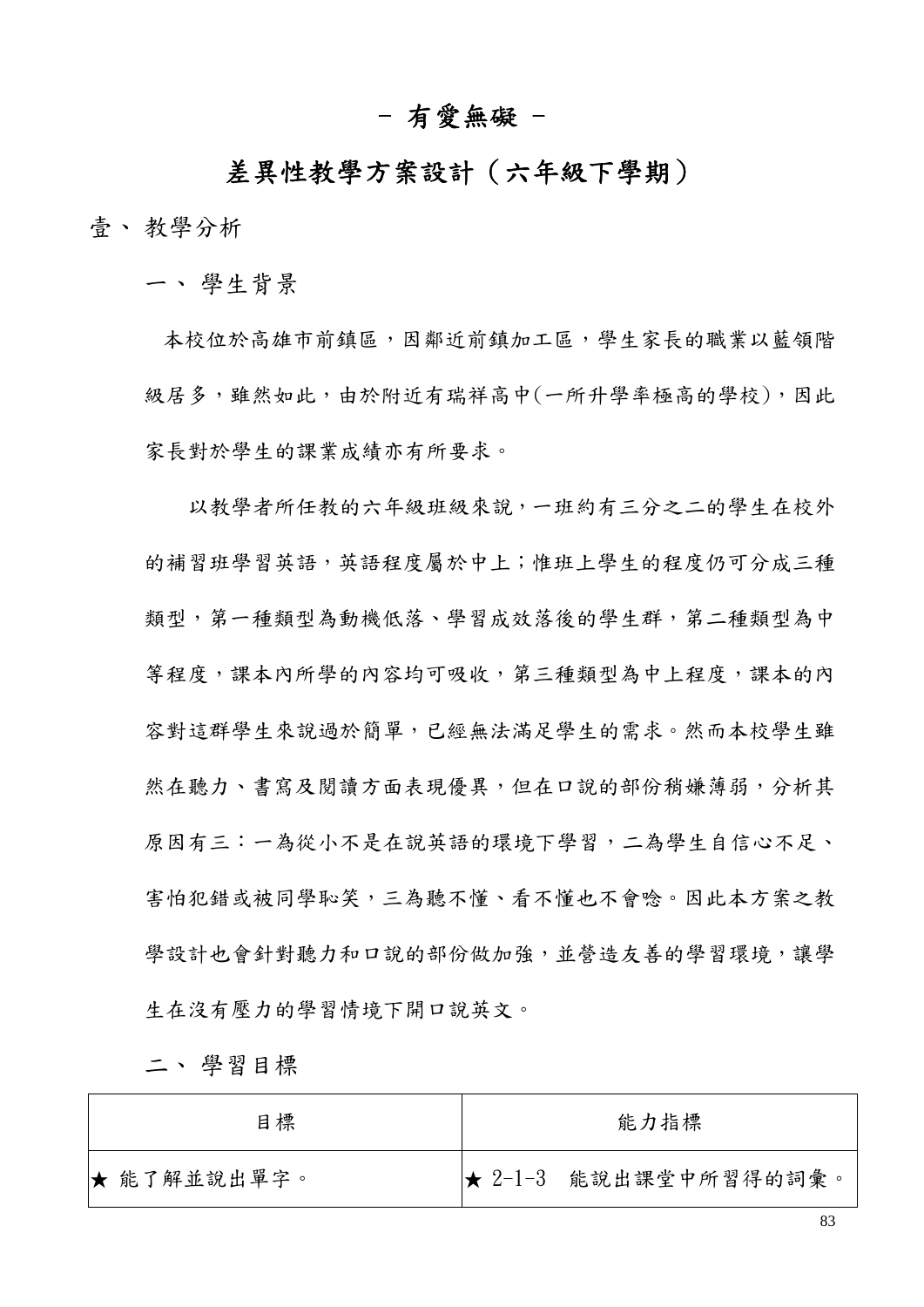# - 有愛無礙 -

# 差異性教學方案設計（六年級下學期）

## 壹、 教學分析

### 一、 學生背景

本校位於高雄市前鎮區，因鄰近前鎮加工區，學生家長的職業以藍領階級居多，雖然如此，由於附近有瑞祥高中(一所升學率極高的學校)，因此家長對於學生的課業成績亦有所要求。

以教學者所任教的六年級班級來說，一班約有三分之二的學生在校外的補習班學習英語，英語程度屬於中上；惟班上學生的程度仍可分成三種類型，第一種類型為動機低落、學習成效落後的學生群，第二種類型為中等程度，課本內所學的內容均可吸收，第三種類型為中上程度，課本的內容對這群學生來說過於簡單，已經無法滿足學生的需求。然而本校學生雖然在聽力、書寫及閱讀方面表現優異，但在口說的部份稍嫌薄弱，分析其原因有三：一為從小不是在說英語的環境下學習，二為學生自信心不足、害怕犯錯或被同學恥笑，三為聽不懂、看不懂也不會唸。因此本方案之教學設計也會針對聽力和口說的部份做加強，並營造友善的學習環境，讓學生在沒有壓力的學習情境下開口說英文。

### 二、 學習目標

| 目標 | 能力指標 |
| --- | --- |
| ★ 能了解並說出單字。 | ★ 2-1-3　能說出課堂中所習得的詞彙。 |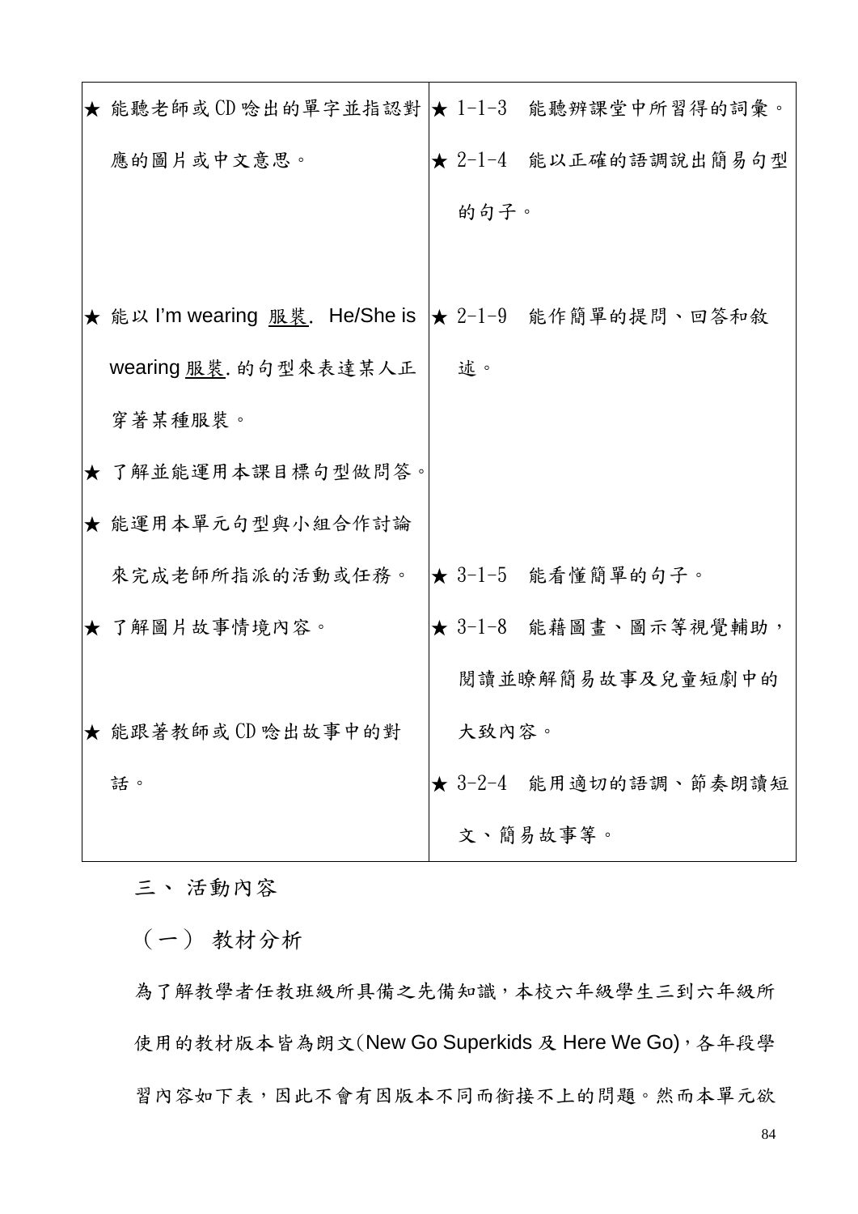| | |
|---|---|
| ★ 能聽老師或 CD 唸出的單字並指認對應的圖片或中文意思。 | ★ 1-1-3　能聽辨課堂中所習得的詞彙。<br>★ 2-1-4　能以正確的語調說出簡易句型的句子。 |
| ★ 能以 I'm wearing <u>服裝</u>.  He/She is wearing <u>服裝</u>. 的句型來表達某人正穿著某種服裝。<br>★ 了解並能運用本課目標句型做問答。<br>★ 能運用本單元句型與小組合作討論來完成老師所指派的活動或任務。 | ★ 2-1-9　能作簡單的提問、回答和敘述。 |
| ★ 了解圖片故事情境內容。<br>★ 能跟著教師或 CD 唸出故事中的對話。 | ★ 3-1-5　能看懂簡單的句子。<br>★ 3-1-8　能藉圖畫、圖示等視覺輔助，閱讀並瞭解簡易故事及兒童短劇中的大致內容。<br>★ 3-2-4　能用適切的語調、節奏朗讀短文、簡易故事等。 |

三、 活動內容

（一） 教材分析

為了解教學者任教班級所具備之先備知識，本校六年級學生三到六年級所使用的教材版本皆為朗文(New Go Superkids 及 Here We Go)，各年段學習內容如下表，因此不會有因版本不同而銜接不上的問題。然而本單元欲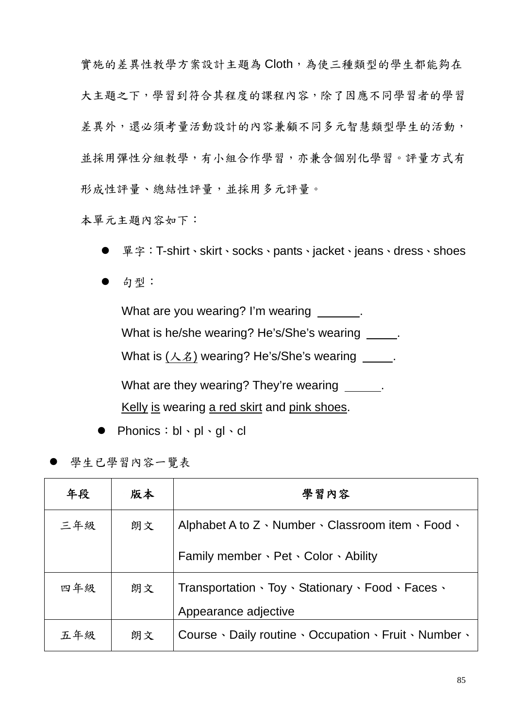實施的差異性教學方案設計主題為 Cloth，為使三種類型的學生都能夠在大主題之下，學習到符合其程度的課程內容，除了因應不同學習者的學習差異外，還必須考量活動設計的內容兼顧不同多元智慧類型學生的活動，並採用彈性分組教學，有小組合作學習，亦兼含個別化學習。評量方式有形成性評量、總結性評量，並採用多元評量。

本單元主題內容如下：

- 單字：T-shirt、skirt、socks、pants、jacket、jeans、dress、shoes
- 句型：

  What are you wearing? I'm wearing ______.

  What is he/she wearing? He's/She's wearing ____.

  What is (人名) wearing? He's/She's wearing ____.

  What are they wearing? They're wearing _____.

  Kelly is wearing a red skirt and pink shoes.

- Phonics：bl、pl、gl、cl

- 學生已學習內容一覽表

| 年段 | 版本 | 學習內容 |
|---|---|---|
| 三年級 | 朗文 | Alphabet A to Z、Number、Classroom item、Food、Family member、Pet、Color、Ability |
| 四年級 | 朗文 | Transportation、Toy、Stationary、Food、Faces、Appearance adjective |
| 五年級 | 朗文 | Course、Daily routine、Occupation、Fruit、Number、 |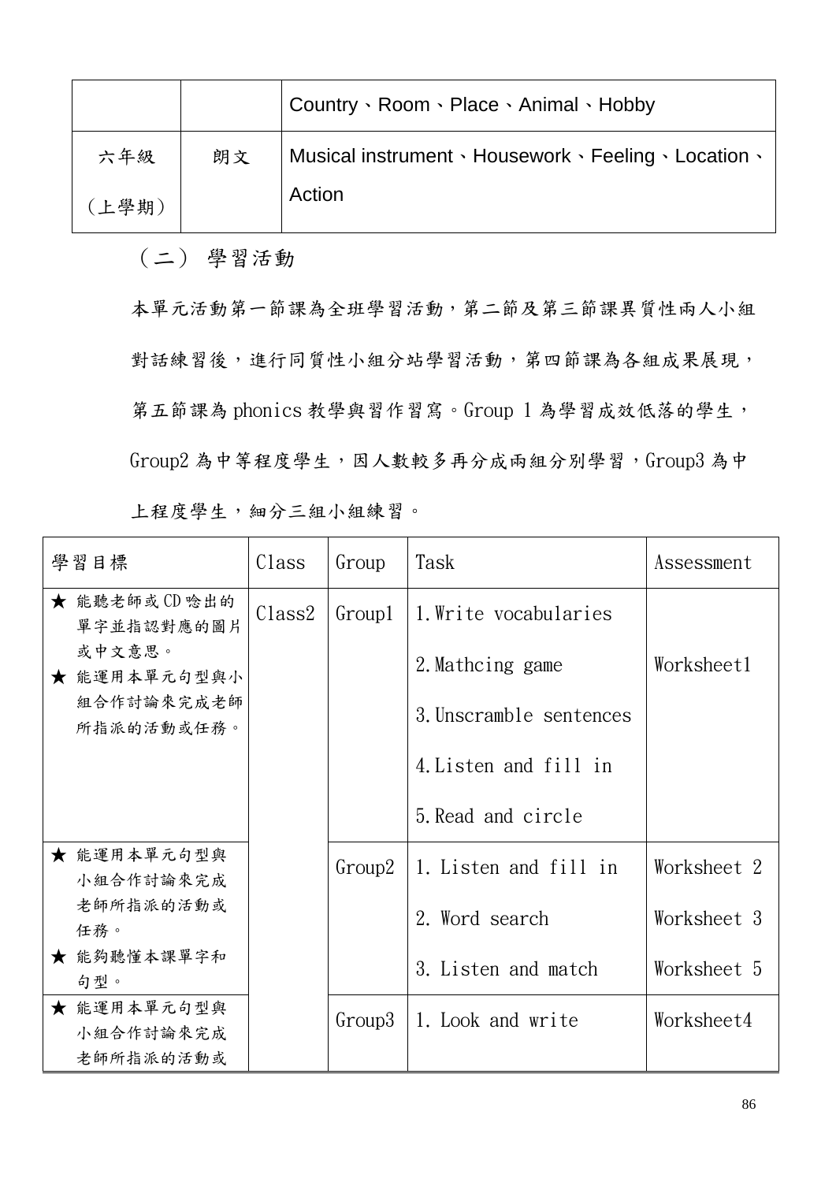| | | Country、Room、Place、Animal、Hobby |
|---|---|---|
| 六年級<br>（上學期） | 朗文 | Musical instrument、Housework、Feeling、Location、Action |

## （二） 學習活動

本單元活動第一節課為全班學習活動，第二節及第三節課異質性兩人小組對話練習後，進行同質性小組分站學習活動，第四節課為各組成果展現，第五節課為 phonics 教學與習作習寫。Group 1 為學習成效低落的學生，Group2 為中等程度學生，因人數較多再分成兩組分別學習，Group3 為中上程度學生，細分三組小組練習。

| 學習目標 | Class | Group | Task | Assessment |
|---|---|---|---|---|
| ★ 能聽老師或 CD 唸出的單字並指認對應的圖片或中文意思。<br>★ 能運用本單元句型與小組合作討論來完成老師所指派的活動或任務。 | Class2 | Group1 | 1.Write vocabularies<br>2.Mathcing game<br>3.Unscramble sentences<br>4.Listen and fill in<br>5.Read and circle | Worksheet1 |
| ★ 能運用本單元句型與小組合作討論來完成老師所指派的活動或任務。<br>★ 能夠聽懂本課單字和句型。 | | Group2 | 1. Listen and fill in<br>2. Word search<br>3. Listen and match | Worksheet 2<br>Worksheet 3<br>Worksheet 5 |
| ★ 能運用本單元句型與小組合作討論來完成老師所指派的活動或 | | Group3 | 1. Look and write | Worksheet4 |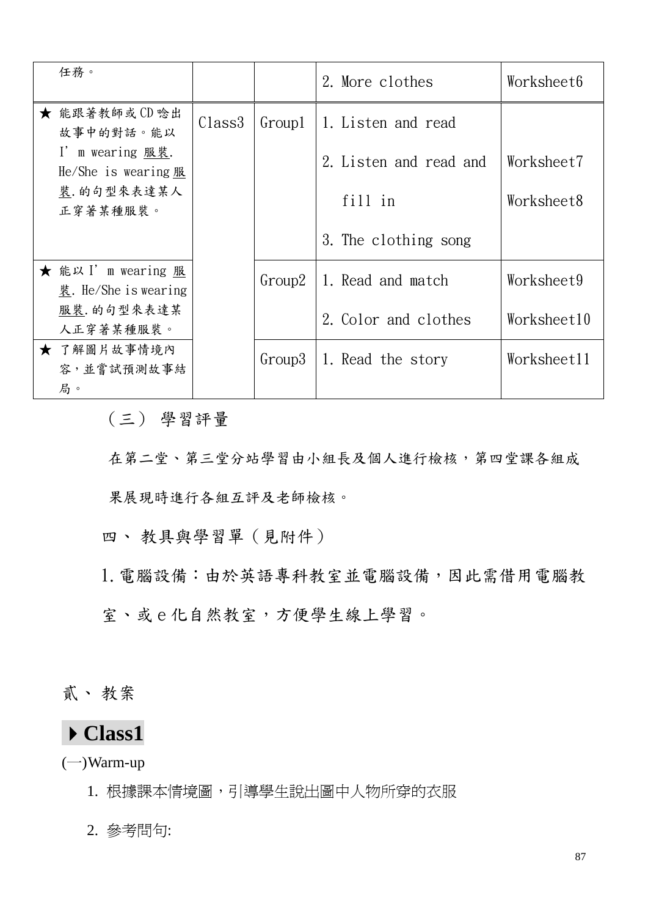| | | | | |
|---|---|---|---|---|
| 任務。 | | | 2. More clothes | Worksheet6 |
| ★ 能跟著教師或CD唸出故事中的對話。能以 I' m wearing 服裝. He/She is wearing 服裝. 的句型來表達某人正穿著某種服裝。 | Class3 | Group1 | 1. Listen and read<br>2. Listen and read and fill in<br>3. The clothing song | Worksheet7<br>Worksheet8 |
| ★ 能以 I' m wearing 服裝. He/She is wearing 服裝. 的句型來表達某人正穿著某種服裝。 | | Group2 | 1. Read and match<br>2. Color and clothes | Worksheet9<br>Worksheet10 |
| ★ 了解圖片故事情境內容，並嘗試預測故事結局。 | | Group3 | 1. Read the story | Worksheet11 |

（三） 學習評量

在第二堂、第三堂分站學習由小組長及個人進行檢核，第四堂課各組成果展現時進行各組互評及老師檢核。

四、 教具與學習單（見附件）

1. 電腦設備：由於英語專科教室並電腦設備，因此需借用電腦教室、或 e 化自然教室，方便學生線上學習。

貳、 教案

## ▸Class1

(一)Warm-up

1. 根據課本情境圖，引導學生說出圖中人物所穿的衣服
2. 參考問句: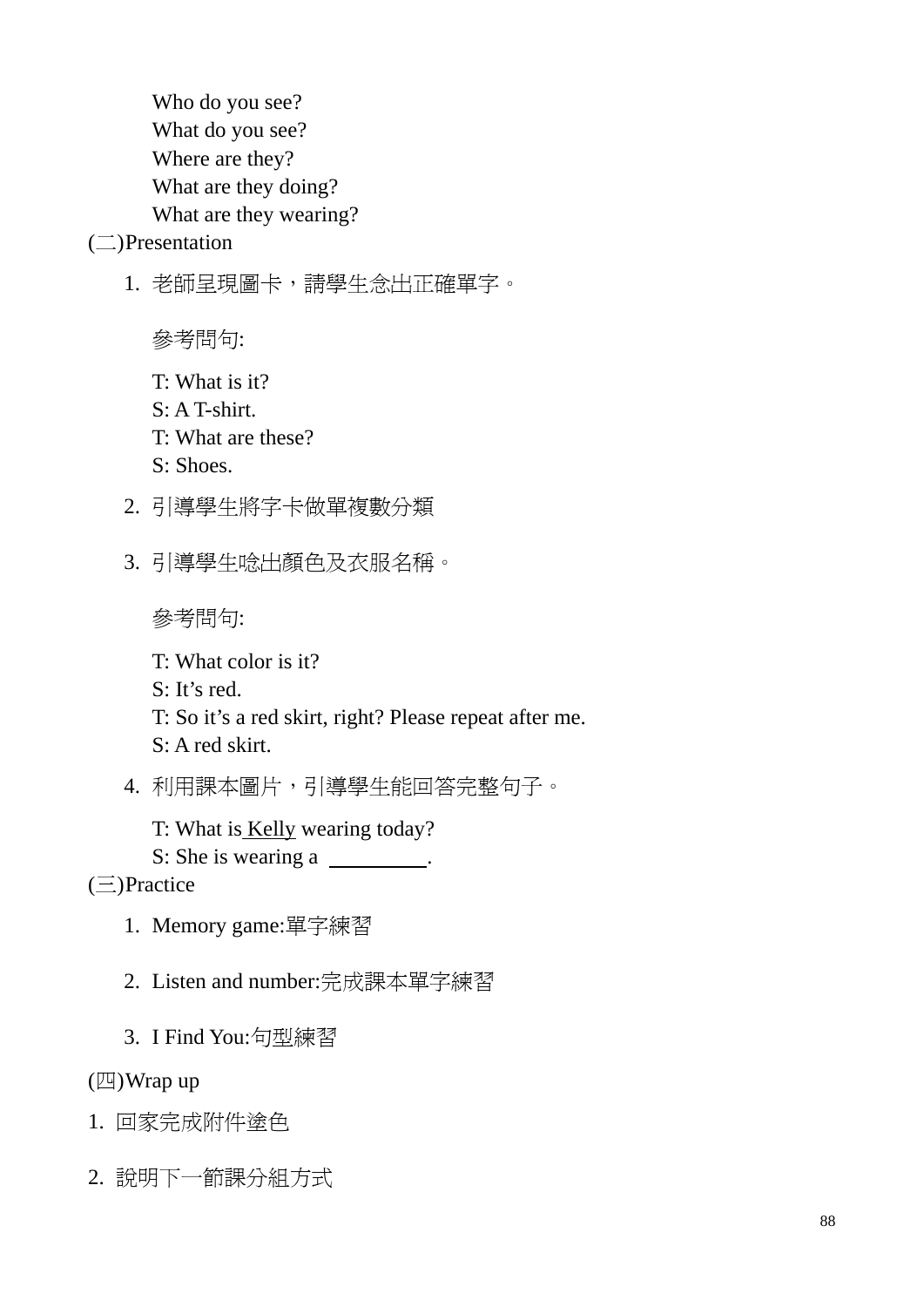Who do you see?
What do you see?
Where are they?
What are they doing?
What are they wearing?

(二)Presentation

1. 老師呈現圖卡，請學生念出正確單字。

   參考問句:

   T: What is it?
   S: A T-shirt.
   T: What are these?
   S: Shoes.

2. 引導學生將字卡做單複數分類

3. 引導學生唸出顏色及衣服名稱。

   參考問句:

   T: What color is it?
   S: It’s red.
   T: So it’s a red skirt, right? Please repeat after me.
   S: A red skirt.

4. 利用課本圖片，引導學生能回答完整句子。

   T: What is Kelly wearing today?
   S: She is wearing a ________.

(三)Practice

1. Memory game:單字練習

2. Listen and number:完成課本單字練習

3. I Find You:句型練習

(四)Wrap up

1. 回家完成附件塗色

2. 說明下一節課分組方式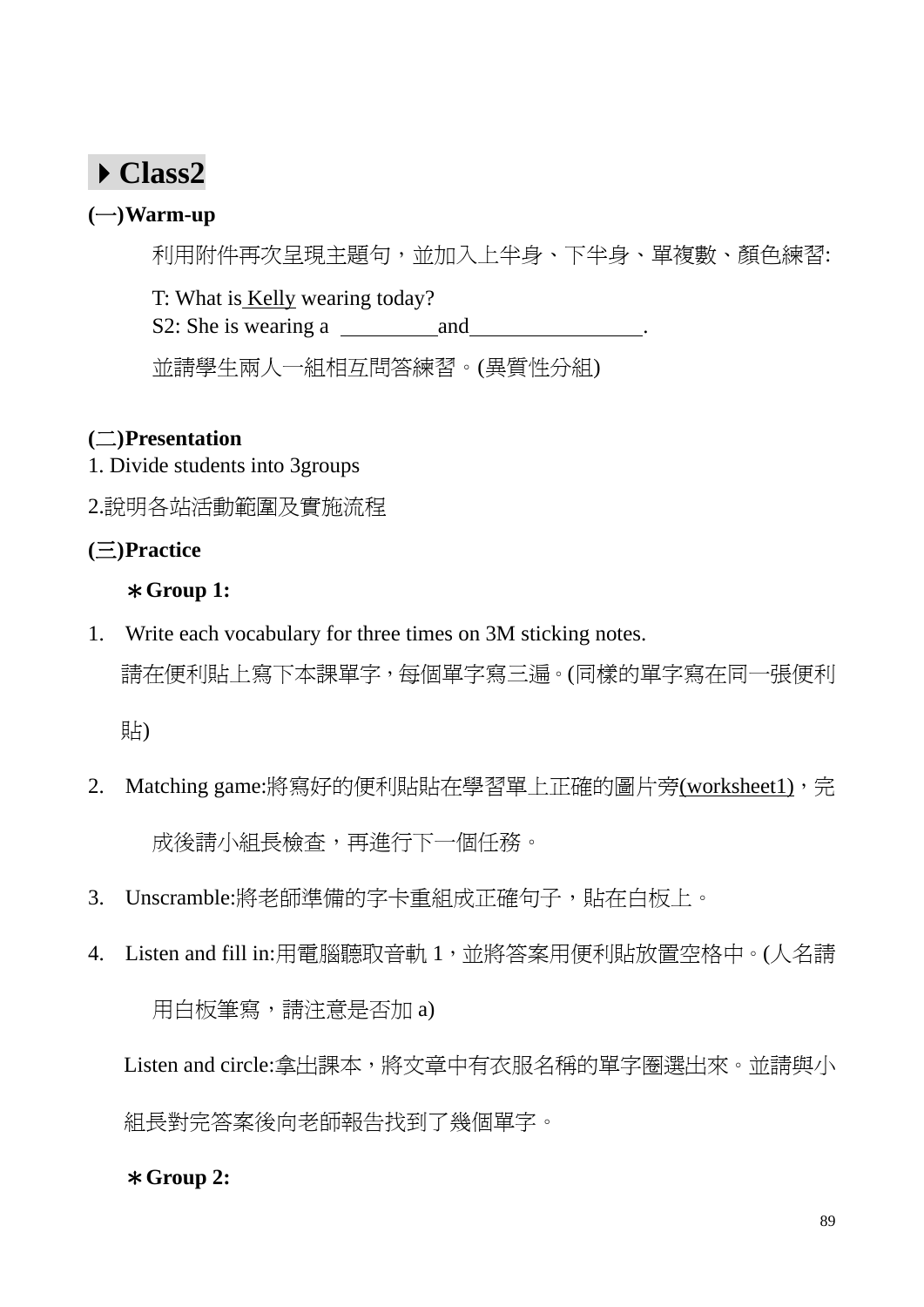## ▶Class2

**(一)Warm-up**

利用附件再次呈現主題句，並加入上半身、下半身、單複數、顏色練習:

T: What is <u>Kelly</u> wearing today?
S2: She is wearing a \_\_\_\_\_\_\_\_\_\_ and\_\_\_\_\_\_\_\_\_\_\_\_\_\_\_\_\_.

並請學生兩人一組相互問答練習。(異質性分組)

**(二)Presentation**

1. Divide students into 3groups
2.說明各站活動範圍及實施流程

**(三)Practice**

**＊Group 1:**

1. Write each vocabulary for three times on 3M sticking notes.
   請在便利貼上寫下本課單字，每個單字寫三遍。(同樣的單字寫在同一張便利貼)
2. Matching game:將寫好的便利貼貼在學習單上正確的圖片旁<u>(worksheet1)</u>，完成後請小組長檢查，再進行下一個任務。
3. Unscramble:將老師準備的字卡重組成正確句子，貼在白板上。
4. Listen and fill in:用電腦聽取音軌 1，並將答案用便利貼放置空格中。(人名請用白板筆寫，請注意是否加 a)

   Listen and circle:拿出課本，將文章中有衣服名稱的單字圈選出來。並請與小組長對完答案後向老師報告找到了幾個單字。

**＊Group 2:**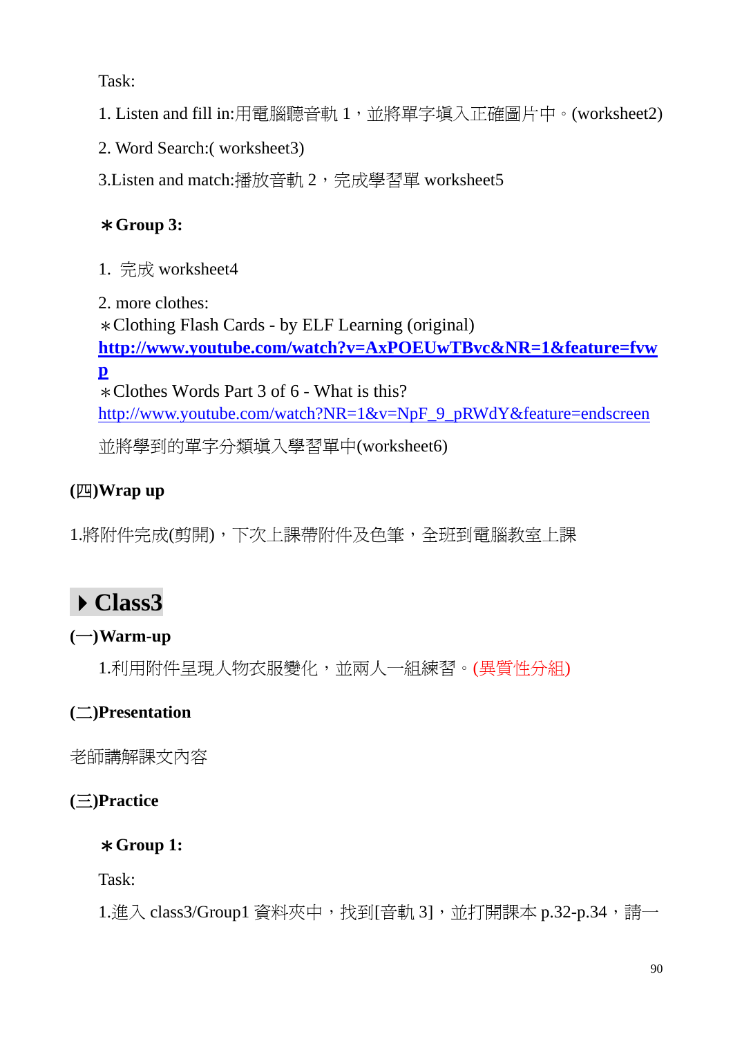Task:

1. Listen and fill in:用電腦聽音軌 1，並將單字填入正確圖片中。(worksheet2)

2. Word Search:( worksheet3)

3.Listen and match:播放音軌 2，完成學習單 worksheet5

**＊Group 3:**

1. 完成 worksheet4

2. more clothes:
＊Clothing Flash Cards - by ELF Learning (original)
**http://www.youtube.com/watch?v=AxPOEUwTBvc&NR=1&feature=fvwp**
＊Clothes Words Part 3 of 6 - What is this?
http://www.youtube.com/watch?NR=1&v=NpF_9_pRWdY&feature=endscreen

並將學到的單字分類填入學習單中(worksheet6)

**(四)Wrap up**

1.將附件完成(剪開)，下次上課帶附件及色筆，全班到電腦教室上課

## ▶ Class3

**(一)Warm-up**

1.利用附件呈現人物衣服變化，並兩人一組練習。(異質性分組)

**(二)Presentation**

老師講解課文內容

**(三)Practice**

**＊Group 1:**

Task:

1.進入 class3/Group1 資料夾中，找到[音軌 3]，並打開課本 p.32-p.34，請一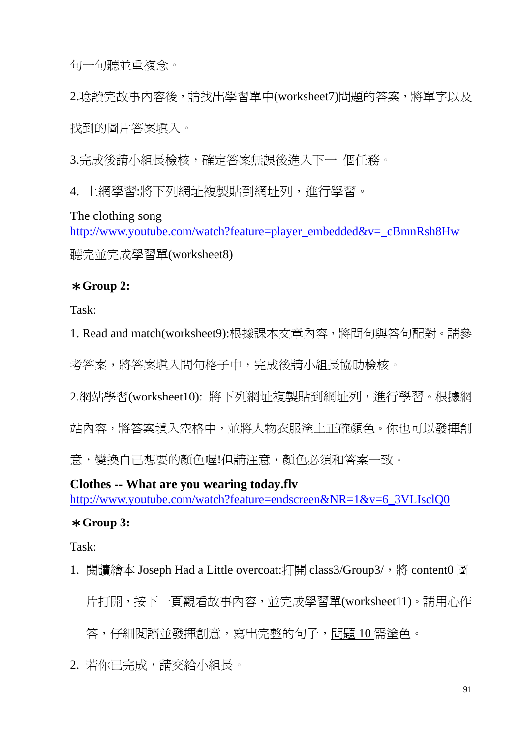句一句聽並重複念。

2.唸讀完故事內容後，請找出學習單中(worksheet7)問題的答案，將單字以及找到的圖片答案填入。

3.完成後請小組長檢核，確定答案無誤後進入下一 個任務。

4. 上網學習:將下列網址複製貼到網址列，進行學習。

The clothing song
http://www.youtube.com/watch?feature=player_embedded&v=_cBmnRsh8Hw

聽完並完成學習單(worksheet8)

**＊Group 2:**

Task:

1. Read and match(worksheet9):根據課本文章內容，將問句與答句配對。請參考答案，將答案填入問句格子中，完成後請小組長協助檢核。

2.網站學習(worksheet10): 將下列網址複製貼到網址列，進行學習。根據網站內容，將答案填入空格中，並將人物衣服塗上正確顏色。你也可以發揮創意，變換自己想要的顏色喔!但請注意，顏色必須和答案一致。

**Clothes -- What are you wearing today.flv**
http://www.youtube.com/watch?feature=endscreen&NR=1&v=6_3VLIsclQ0

**＊Group 3:**

Task:

1. 閱讀繪本 Joseph Had a Little overcoat:打開 class3/Group3/，將 content0 圖片打開，按下一頁觀看故事內容，並完成學習單(worksheet11)。請用心作答，仔細閱讀並發揮創意，寫出完整的句子，<u>問題 10 需</u>塗色。
2. 若你已完成，請交給小組長。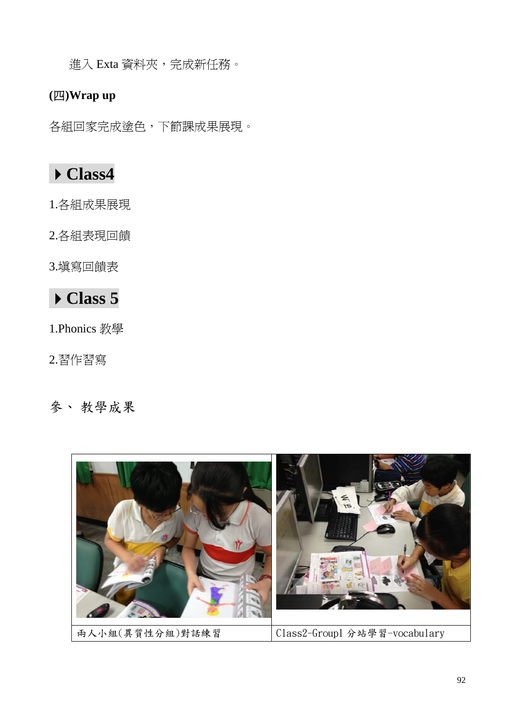進入 Exta 資料夾，完成新任務。

### (四)Wrap up

各組回家完成塗色，下節課成果展現。

## ▶ Class4

1.各組成果展現

2.各組表現回饋

3.填寫回饋表

## ▶ Class 5

1.Phonics 教學

2.習作習寫

## 參、 教學成果

| | |
|---|---|
| | |
| 兩人小組(異質性分組)對話練習 | Class2-Group1 分站學習-vocabulary |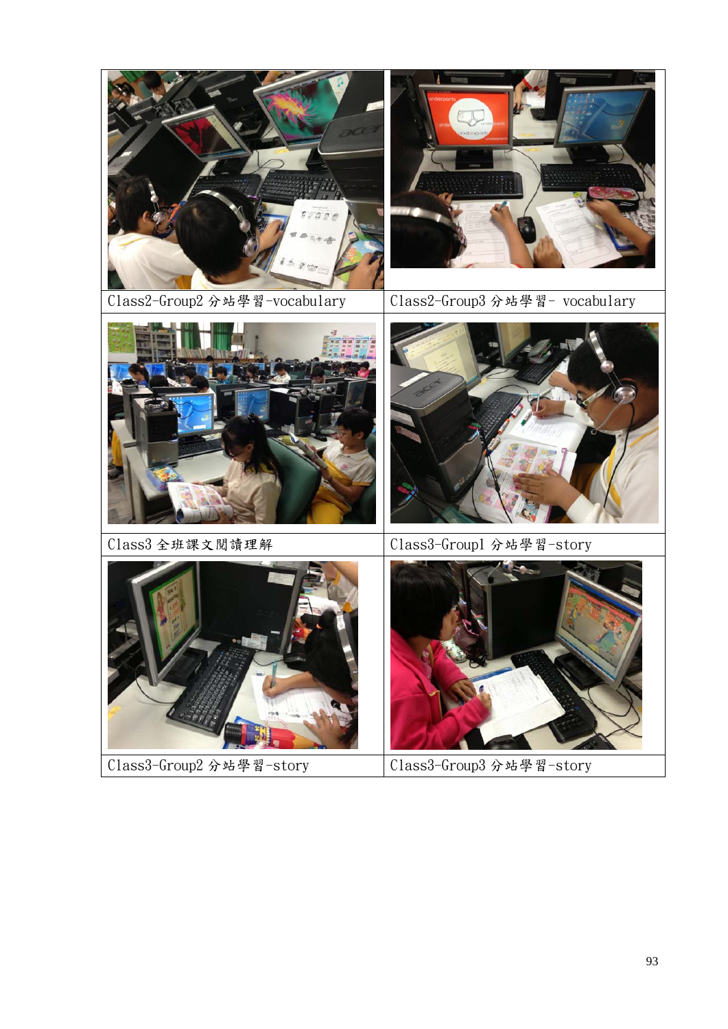| | |
|---|---|
| Class2-Group2 分站學習-vocabulary | Class2-Group3 分站學習- vocabulary |
| Class3 全班課文閱讀理解 | Class3-Group1 分站學習-story |
| Class3-Group2 分站學習-story | Class3-Group3 分站學習-story |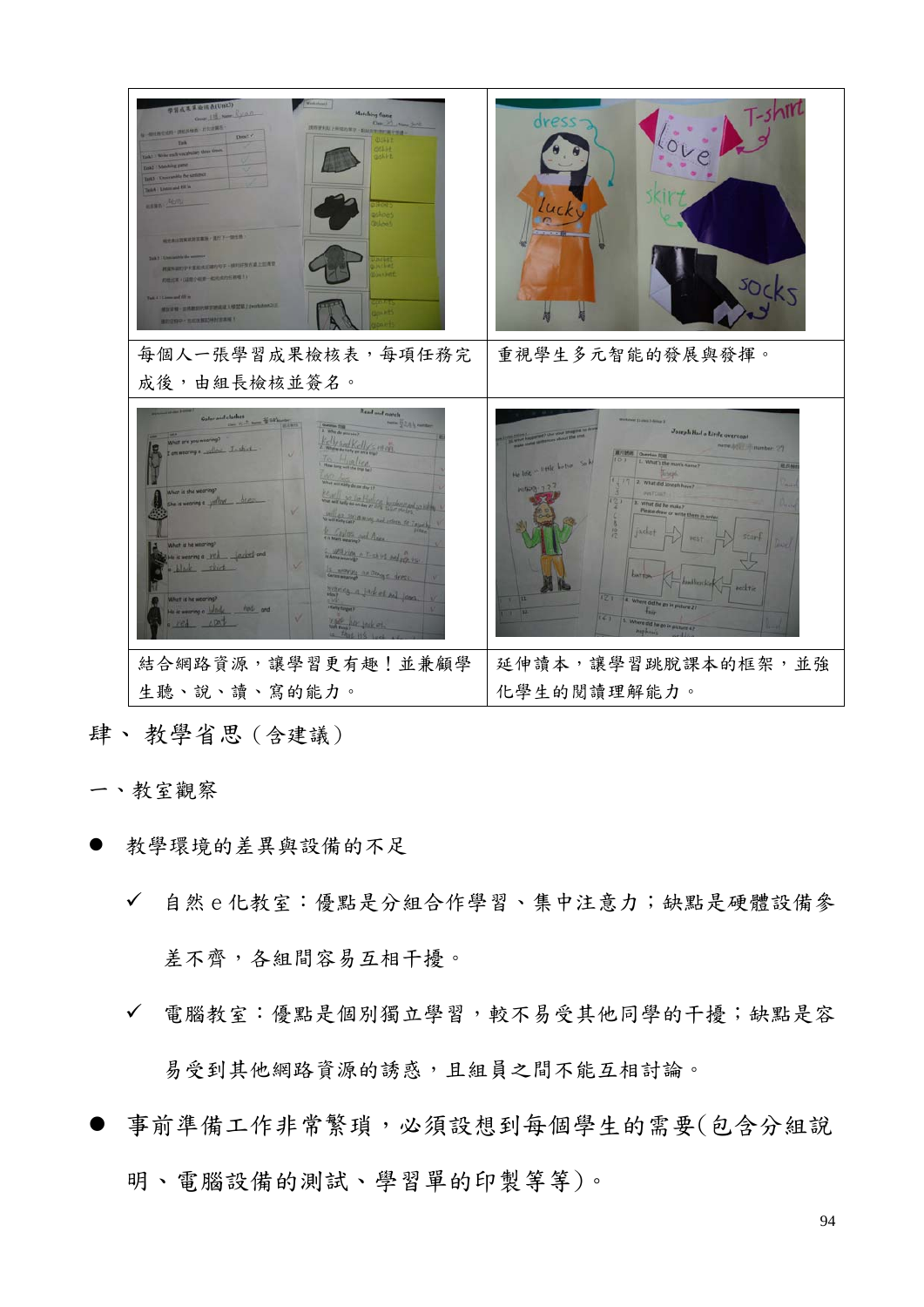| | |
|---|---|
| 每個人一張學習成果檢核表，每項任務完成後，由組長檢核並簽名。 | 重視學生多元智能的發展與發揮。 |
| 結合網路資源，讓學習更有趣！並兼顧學生聽、說、讀、寫的能力。 | 延伸讀本，讓學習跳脫課本的框架，並強化學生的閱讀理解能力。 |

## 肆、 教學省思（含建議）

### 一、教室觀察

- 教學環境的差異與設備的不足
  - ✓ 自然 e 化教室：優點是分組合作學習、集中注意力；缺點是硬體設備參差不齊，各組間容易互相干擾。
  - ✓ 電腦教室：優點是個別獨立學習，較不易受其他同學的干擾；缺點是容易受到其他網路資源的誘惑，且組員之間不能互相討論。
- 事前準備工作非常繁瑣，必須設想到每個學生的需要(包含分組說明、電腦設備的測試、學習單的印製等等)。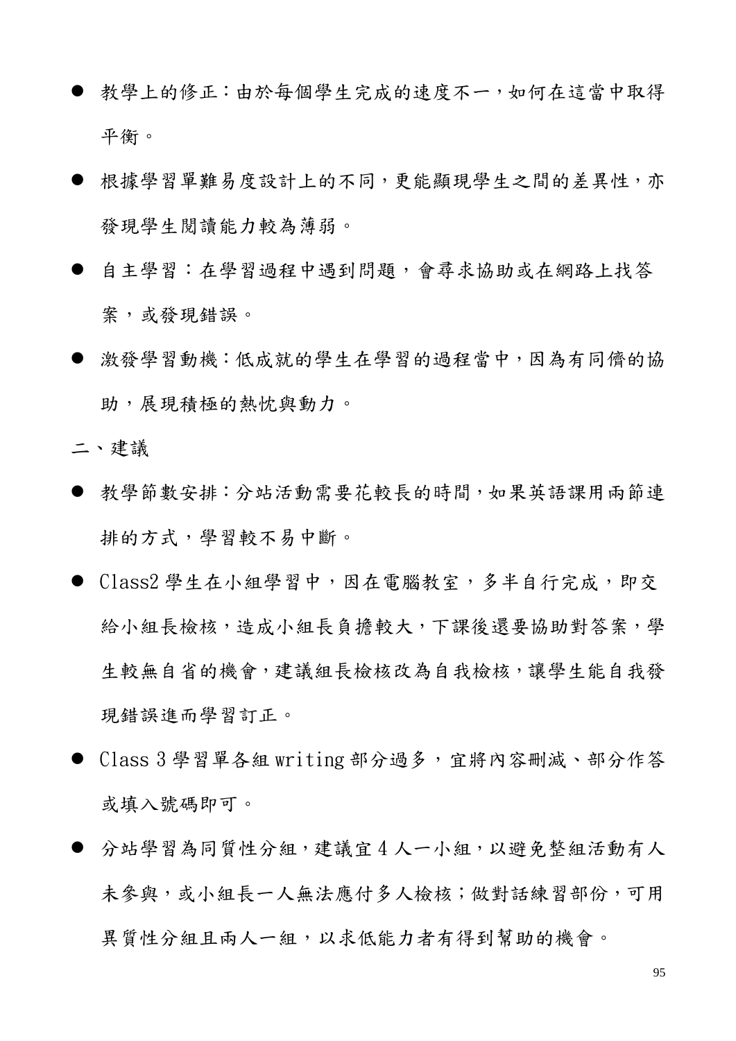- 教學上的修正：由於每個學生完成的速度不一，如何在這當中取得平衡。
- 根據學習單難易度設計上的不同，更能顯現學生之間的差異性，亦發現學生閱讀能力較為薄弱。
- 自主學習：在學習過程中遇到問題，會尋求協助或在網路上找答案，或發現錯誤。
- 激發學習動機：低成就的學生在學習的過程當中，因為有同儕的協助，展現積極的熱忱與動力。

二、建議

- 教學節數安排：分站活動需要花較長的時間，如果英語課用兩節連排的方式，學習較不易中斷。
- Class2 學生在小組學習中，因在電腦教室，多半自行完成，即交給小組長檢核，造成小組長負擔較大，下課後還要協助對答案，學生較無自省的機會，建議組長檢核改為自我檢核，讓學生能自我發現錯誤進而學習訂正。
- Class 3 學習單各組 writing 部分過多，宜將內容刪減、部分作答或填入號碼即可。
- 分站學習為同質性分組，建議宜 4 人一小組，以避免整組活動有人未參與，或小組長一人無法應付多人檢核；做對話練習部份，可用異質性分組且兩人一組，以求低能力者有得到幫助的機會。